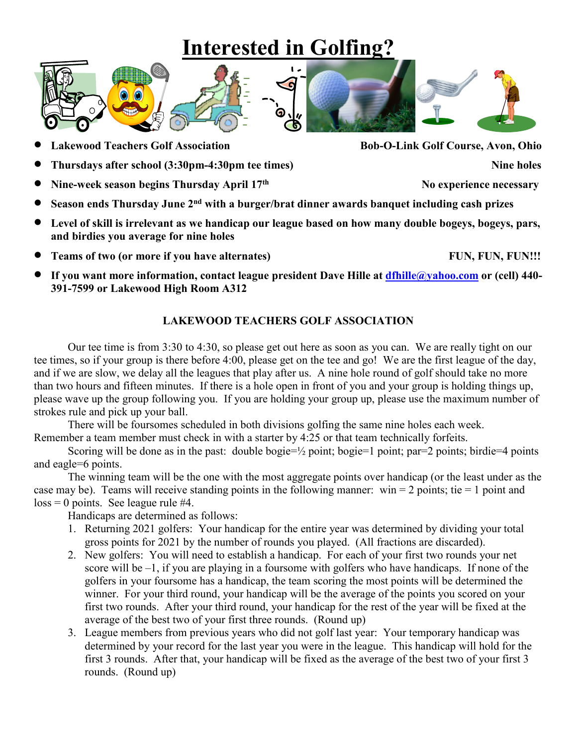# Interested in Golfing?

- **Lakewood Teachers Golf Association** **Bob-O-Link Golf Course, Avon, Ohio**
- **Thursdays after school (3:30pm-4:30pm tee times)** **Nine holes**
- **Nine-week season begins Thursday April 17th** **No experience necessary**
- **Season ends Thursday June 2nd with a burger/brat dinner awards banquet including cash prizes**
- **Level of skill is irrelevant as we handicap our league based on how many double bogeys, bogeys, pars, and birdies you average for nine holes**
- **Teams of two (or more if you have alternates)** **FUN, FUN, FUN!!!**
- **If you want more information, contact league president Dave Hille at [dfhille@yahoo.com](mailto:dfhille@yahoo.com) or (cell) 440-391-7599 or Lakewood High Room A312**

**LAKEWOOD TEACHERS GOLF ASSOCIATION**

Our tee time is from 3:30 to 4:30, so please get out here as soon as you can. We are really tight on our tee times, so if your group is there before 4:00, please get on the tee and go! We are the first league of the day, and if we are slow, we delay all the leagues that play after us. A nine hole round of golf should take no more than two hours and fifteen minutes. If there is a hole open in front of you and your group is holding things up, please wave up the group following you. If you are holding your group up, please use the maximum number of strokes rule and pick up your ball.

There will be foursomes scheduled in both divisions golfing the same nine holes each week. Remember a team member must check in with a starter by 4:25 or that team technically forfeits.

Scoring will be done as in the past: double bogie=½ point; bogie=1 point; par=2 points; birdie=4 points and eagle=6 points.

The winning team will be the one with the most aggregate points over handicap (or the least under as the case may be). Teams will receive standing points in the following manner: win = 2 points; tie = 1 point and loss = 0 points. See league rule #4.

Handicaps are determined as follows:

1. Returning 2021 golfers: Your handicap for the entire year was determined by dividing your total gross points for 2021 by the number of rounds you played. (All fractions are discarded).
2. New golfers: You will need to establish a handicap. For each of your first two rounds your net score will be –1, if you are playing in a foursome with golfers who have handicaps. If none of the golfers in your foursome has a handicap, the team scoring the most points will be determined the winner. For your third round, your handicap will be the average of the points you scored on your first two rounds. After your third round, your handicap for the rest of the year will be fixed at the average of the best two of your first three rounds. (Round up)
3. League members from previous years who did not golf last year: Your temporary handicap was determined by your record for the last year you were in the league. This handicap will hold for the first 3 rounds. After that, your handicap will be fixed as the average of the best two of your first 3 rounds. (Round up)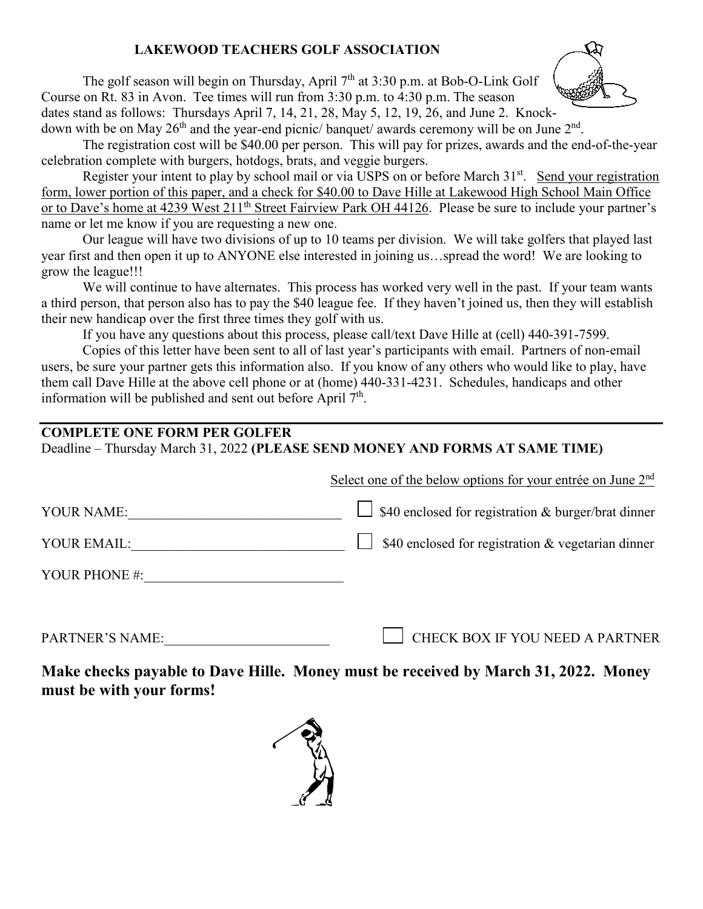# LAKEWOOD TEACHERS GOLF ASSOCIATION

The golf season will begin on Thursday, April 7th at 3:30 p.m. at Bob-O-Link Golf Course on Rt. 83 in Avon. Tee times will run from 3:30 p.m. to 4:30 p.m. The season dates stand as follows: Thursdays April 7, 14, 21, 28, May 5, 12, 19, 26, and June 2. Knock-down with be on May 26th and the year-end picnic/ banquet/ awards ceremony will be on June 2nd.

The registration cost will be $40.00 per person. This will pay for prizes, awards and the end-of-the-year celebration complete with burgers, hotdogs, brats, and veggie burgers.

Register your intent to play by school mail or via USPS on or before March 31st. Send your registration form, lower portion of this paper, and a check for $40.00 to Dave Hille at Lakewood High School Main Office or to Dave's home at 4239 West 211th Street Fairview Park OH 44126. Please be sure to include your partner's name or let me know if you are requesting a new one.

Our league will have two divisions of up to 10 teams per division. We will take golfers that played last year first and then open it up to ANYONE else interested in joining us…spread the word! We are looking to grow the league!!!

We will continue to have alternates. This process has worked very well in the past. If your team wants a third person, that person also has to pay the $40 league fee. If they haven't joined us, then they will establish their new handicap over the first three times they golf with us.

If you have any questions about this process, please call/text Dave Hille at (cell) 440-391-7599.

Copies of this letter have been sent to all of last year's participants with email. Partners of non-email users, be sure your partner gets this information also. If you know of any others who would like to play, have them call Dave Hille at the above cell phone or at (home) 440-331-4231. Schedules, handicaps and other information will be published and sent out before April 7th.

---

**COMPLETE ONE FORM PER GOLFER**

Deadline – Thursday March 31, 2022 **(PLEASE SEND MONEY AND FORMS AT SAME TIME)**

Select one of the below options for your entrée on June 2nd

YOUR NAME:_______________________________ ☐ $40 enclosed for registration & burger/brat dinner

YOUR EMAIL:______________________________ ☐ $40 enclosed for registration & vegetarian dinner

YOUR PHONE #:____________________________

PARTNER'S NAME:_________________________ ☐ CHECK BOX IF YOU NEED A PARTNER

**Make checks payable to Dave Hille. Money must be received by March 31, 2022. Money must be with your forms!**